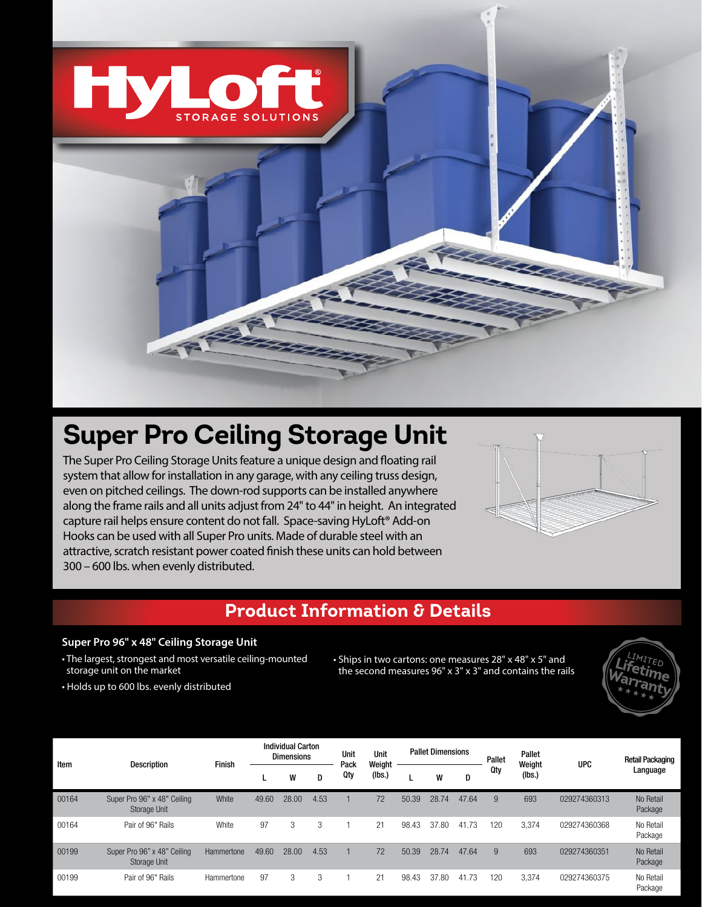# HyLoft STORAGE SOLUTIONS

# Super Pro Ceiling Storage Unit

The Super Pro Ceiling Storage Units feature a unique design and floating rail system that allow for installation in any garage, with any ceiling truss design, even on pitched ceilings. The down-rod supports can be installed anywhere along the frame rails and all units adjust from 24" to 44" in height. An integrated capture rail helps ensure content do not fall. Space-saving HyLoft® Add-on Hooks can be used with all Super Pro units. Made of durable steel with an attractive, scratch resistant power coated finish these units can hold between 300 – 600 lbs. when evenly distributed.

## Product Information & Details

### Super Pro 96" x 48" Ceiling Storage Unit

- The largest, strongest and most versatile ceiling-mounted storage unit on the market
- Holds up to 600 lbs. evenly distributed
- Ships in two cartons: one measures 28" x 48" x 5" and the second measures 96" x 3" x 3" and contains the rails

LIMITED Lifetime Warranty

| Item | Description | Finish | Individual Carton Dimensions | | | Unit Pack Qty | Unit Weight (lbs.) | Pallet Dimensions | | | Pallet Qty | Pallet Weight (lbs.) | UPC | Retail Packaging Language |
|---|---|---|---|---|---|---|---|---|---|---|---|---|---|---|
| | | | L | W | D | | | L | W | D | | | | |
| 00164 | Super Pro 96" x 48" Ceiling Storage Unit | White | 49.60 | 28.00 | 4.53 | 1 | 72 | 50.39 | 28.74 | 47.64 | 9 | 693 | 029274360313 | No Retail Package |
| 00164 | Pair of 96" Rails | White | 97 | 3 | 3 | 1 | 21 | 98.43 | 37.80 | 41.73 | 120 | 3,374 | 029274360368 | No Retail Package |
| 00199 | Super Pro 96" x 48" Ceiling Storage Unit | Hammertone | 49.60 | 28.00 | 4.53 | 1 | 72 | 50.39 | 28.74 | 47.64 | 9 | 693 | 029274360351 | No Retail Package |
| 00199 | Pair of 96" Rails | Hammertone | 97 | 3 | 3 | 1 | 21 | 98.43 | 37.80 | 41.73 | 120 | 3,374 | 029274360375 | No Retail Package |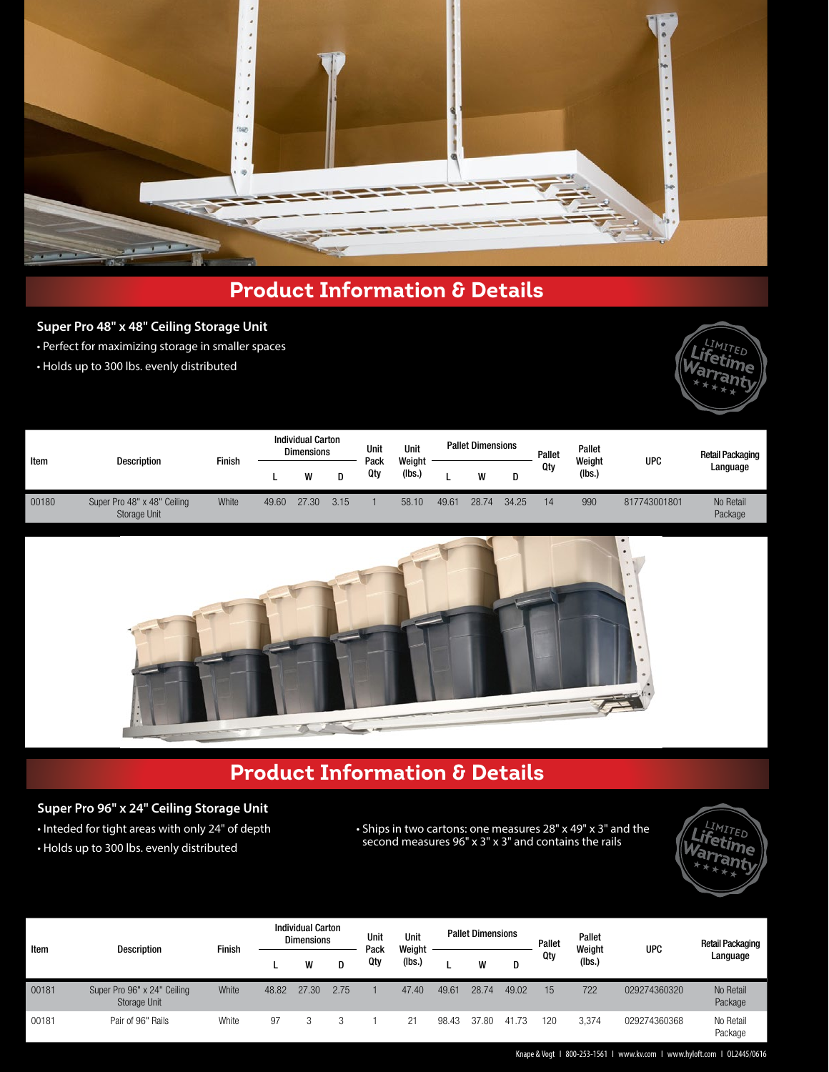## Product Information & Details

### Super Pro 48" x 48" Ceiling Storage Unit

- Perfect for maximizing storage in smaller spaces
- Holds up to 300 lbs. evenly distributed

LIMITED Lifetime Warranty

| Item | Description | Finish | Individual Carton Dimensions | | | Unit Pack Qty | Unit Weight (lbs.) | Pallet Dimensions | | | Pallet Qty | Pallet Weight (lbs.) | UPC | Retail Packaging Language |
|---|---|---|---|---|---|---|---|---|---|---|---|---|---|---|
| | | | L | W | D | | | L | W | D | | | | |
| 00180 | Super Pro 48" x 48" Ceiling Storage Unit | White | 49.60 | 27.30 | 3.15 | 1 | 58.10 | 49.61 | 28.74 | 34.25 | 14 | 990 | 817743001801 | No Retail Package |

## Product Information & Details

### Super Pro 96" x 24" Ceiling Storage Unit

- Inteded for tight areas with only 24" of depth
- Holds up to 300 lbs. evenly distributed
- Ships in two cartons: one measures 28" x 49" x 3" and the second measures 96" x 3" x 3" and contains the rails

LIMITED Lifetime Warranty

| Item | Description | Finish | Individual Carton Dimensions | | | Unit Pack Qty | Unit Weight (lbs.) | Pallet Dimensions | | | Pallet Qty | Pallet Weight (lbs.) | UPC | Retail Packaging Language |
|---|---|---|---|---|---|---|---|---|---|---|---|---|---|---|
| | | | L | W | D | | | L | W | D | | | | |
| 00181 | Super Pro 96" x 24" Ceiling Storage Unit | White | 48.82 | 27.30 | 2.75 | 1 | 47.40 | 49.61 | 28.74 | 49.02 | 15 | 722 | 029274360320 | No Retail Package |
| 00181 | Pair of 96" Rails | White | 97 | 3 | 3 | 1 | 21 | 98.43 | 37.80 | 41.73 | 120 | 3,374 | 029274360368 | No Retail Package |

Knape & Vogt | 800-253-1561 | www.kv.com | www.hyloft.com | OL2445/0616